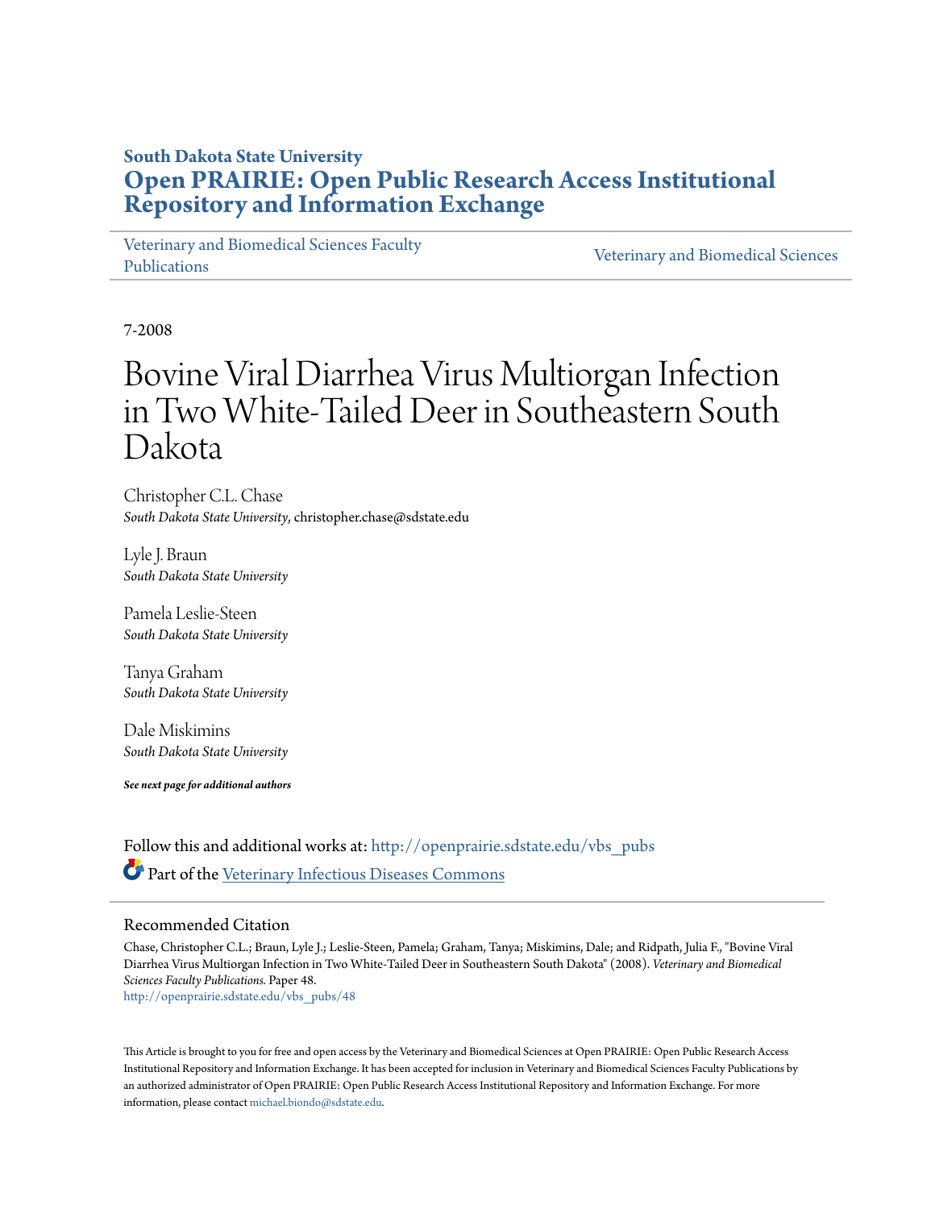**South Dakota State University**

# Open PRAIRIE: Open Public Research Access Institutional Repository and Information Exchange

Veterinary and Biomedical Sciences Faculty Publications | Veterinary and Biomedical Sciences

7-2008

# Bovine Viral Diarrhea Virus Multiorgan Infection in Two White-Tailed Deer in Southeastern South Dakota

Christopher C.L. Chase
*South Dakota State University*, christopher.chase@sdstate.edu

Lyle J. Braun
*South Dakota State University*

Pamela Leslie-Steen
*South Dakota State University*

Tanya Graham
*South Dakota State University*

Dale Miskimins
*South Dakota State University*

***See next page for additional authors***

Follow this and additional works at: http://openprairie.sdstate.edu/vbs_pubs

Part of the Veterinary Infectious Diseases Commons

## Recommended Citation

Chase, Christopher C.L.; Braun, Lyle J.; Leslie-Steen, Pamela; Graham, Tanya; Miskimins, Dale; and Ridpath, Julia F., "Bovine Viral Diarrhea Virus Multiorgan Infection in Two White-Tailed Deer in Southeastern South Dakota" (2008). *Veterinary and Biomedical Sciences Faculty Publications.* Paper 48.
http://openprairie.sdstate.edu/vbs_pubs/48

This Article is brought to you for free and open access by the Veterinary and Biomedical Sciences at Open PRAIRIE: Open Public Research Access Institutional Repository and Information Exchange. It has been accepted for inclusion in Veterinary and Biomedical Sciences Faculty Publications by an authorized administrator of Open PRAIRIE: Open Public Research Access Institutional Repository and Information Exchange. For more information, please contact michael.biondo@sdstate.edu.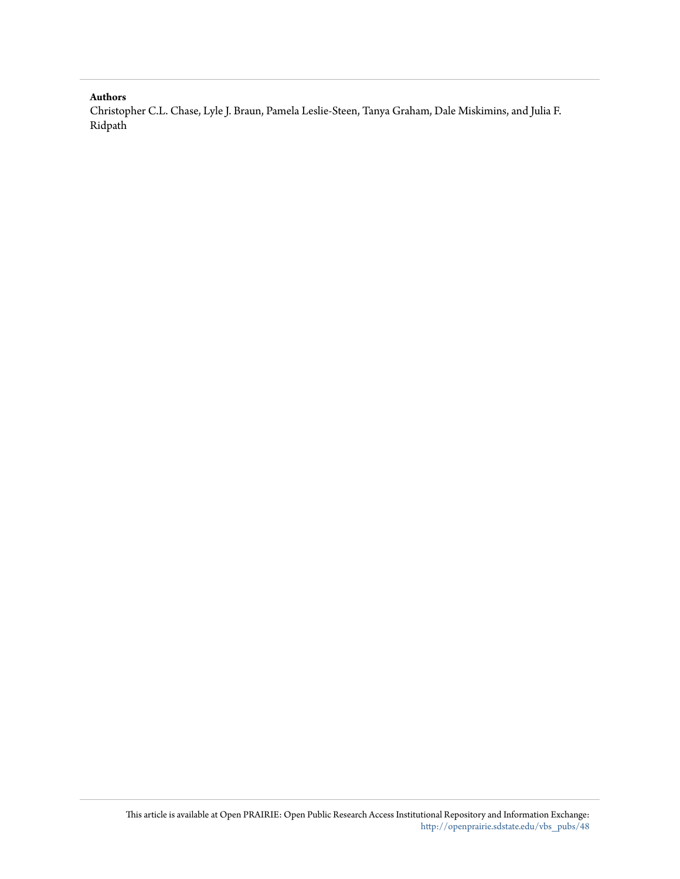**Authors**

Christopher C.L. Chase, Lyle J. Braun, Pamela Leslie-Steen, Tanya Graham, Dale Miskimins, and Julia F. Ridpath

This article is available at Open PRAIRIE: Open Public Research Access Institutional Repository and Information Exchange: http://openprairie.sdstate.edu/vbs_pubs/48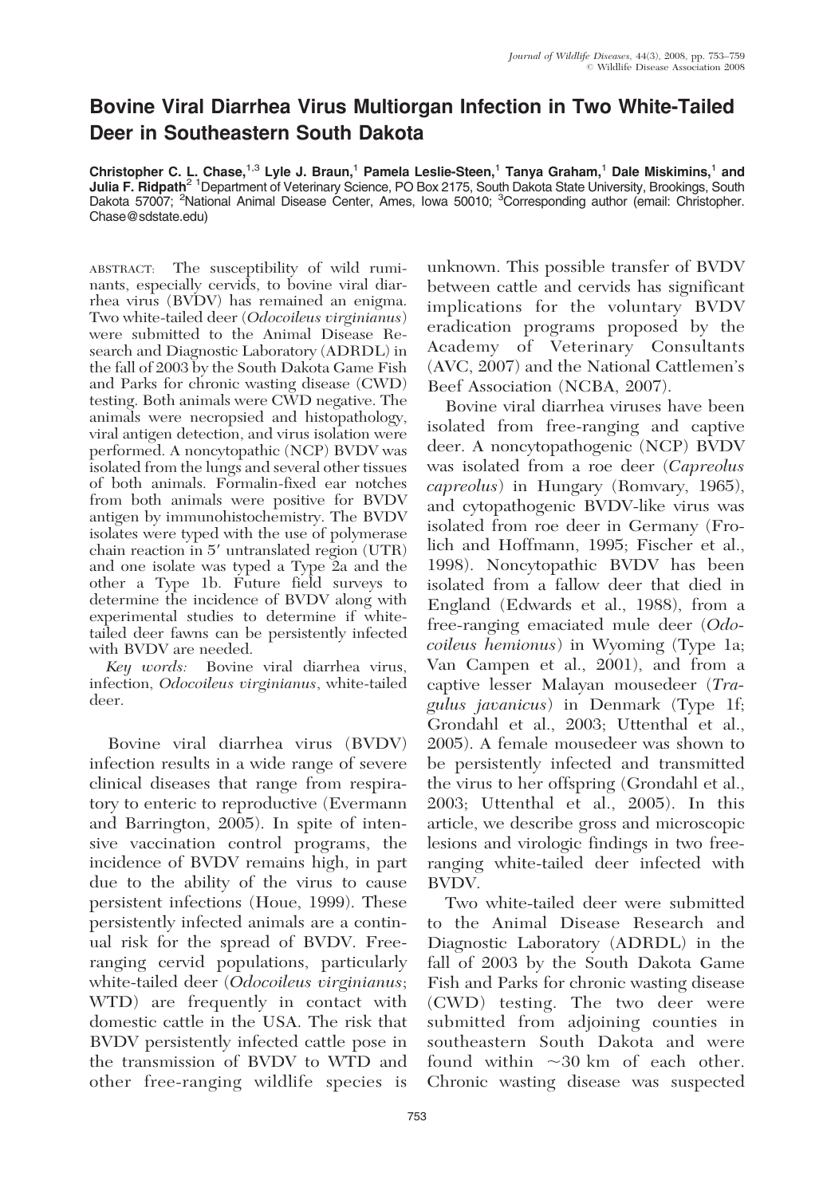# Bovine Viral Diarrhea Virus Multiorgan Infection in Two White-Tailed Deer in Southeastern South Dakota

**Christopher C. L. Chase,[1,3] Lyle J. Braun,[1] Pamela Leslie-Steen,[1] Tanya Graham,[1] Dale Miskimins,[1] and Julia F. Ridpath[2]** [1]Department of Veterinary Science, PO Box 2175, South Dakota State University, Brookings, South Dakota 57007; [2]National Animal Disease Center, Ames, Iowa 50010; [3]Corresponding author (email: Christopher.Chase@sdstate.edu)

ABSTRACT: The susceptibility of wild ruminants, especially cervids, to bovine viral diarrhea virus (BVDV) has remained an enigma. Two white-tailed deer (*Odocoileus virginianus*) were submitted to the Animal Disease Research and Diagnostic Laboratory (ADRDL) in the fall of 2003 by the South Dakota Game Fish and Parks for chronic wasting disease (CWD) testing. Both animals were CWD negative. The animals were necropsied and histopathology, viral antigen detection, and virus isolation were performed. A noncytopathic (NCP) BVDV was isolated from the lungs and several other tissues of both animals. Formalin-fixed ear notches from both animals were positive for BVDV antigen by immunohistochemistry. The BVDV isolates were typed with the use of polymerase chain reaction in 5′ untranslated region (UTR) and one isolate was typed a Type 2a and the other a Type 1b. Future field surveys to determine the incidence of BVDV along with experimental studies to determine if white-tailed deer fawns can be persistently infected with BVDV are needed.

*Key words:* Bovine viral diarrhea virus, infection, *Odocoileus virginianus*, white-tailed deer.

Bovine viral diarrhea virus (BVDV) infection results in a wide range of severe clinical diseases that range from respiratory to enteric to reproductive (Evermann and Barrington, 2005). In spite of intensive vaccination control programs, the incidence of BVDV remains high, in part due to the ability of the virus to cause persistent infections (Houe, 1999). These persistently infected animals are a continual risk for the spread of BVDV. Free-ranging cervid populations, particularly white-tailed deer (*Odocoileus virginianus*; WTD) are frequently in contact with domestic cattle in the USA. The risk that BVDV persistently infected cattle pose in the transmission of BVDV to WTD and other free-ranging wildlife species is unknown. This possible transfer of BVDV between cattle and cervids has significant implications for the voluntary BVDV eradication programs proposed by the Academy of Veterinary Consultants (AVC, 2007) and the National Cattlemen's Beef Association (NCBA, 2007).

Bovine viral diarrhea viruses have been isolated from free-ranging and captive deer. A noncytopathogenic (NCP) BVDV was isolated from a roe deer (*Capreolus capreolus*) in Hungary (Romvary, 1965), and cytopathogenic BVDV-like virus was isolated from roe deer in Germany (Frolich and Hoffmann, 1995; Fischer et al., 1998). Noncytopathic BVDV has been isolated from a fallow deer that died in England (Edwards et al., 1988), from a free-ranging emaciated mule deer (*Odocoileus hemionus*) in Wyoming (Type 1a; Van Campen et al., 2001), and from a captive lesser Malayan mousedeer (*Tragulus javanicus*) in Denmark (Type 1f; Grondahl et al., 2003; Uttenthal et al., 2005). A female mousedeer was shown to be persistently infected and transmitted the virus to her offspring (Grondahl et al., 2003; Uttenthal et al., 2005). In this article, we describe gross and microscopic lesions and virologic findings in two free-ranging white-tailed deer infected with BVDV.

Two white-tailed deer were submitted to the Animal Disease Research and Diagnostic Laboratory (ADRDL) in the fall of 2003 by the South Dakota Game Fish and Parks for chronic wasting disease (CWD) testing. The two deer were submitted from adjoining counties in southeastern South Dakota and were found within ~30 km of each other. Chronic wasting disease was suspected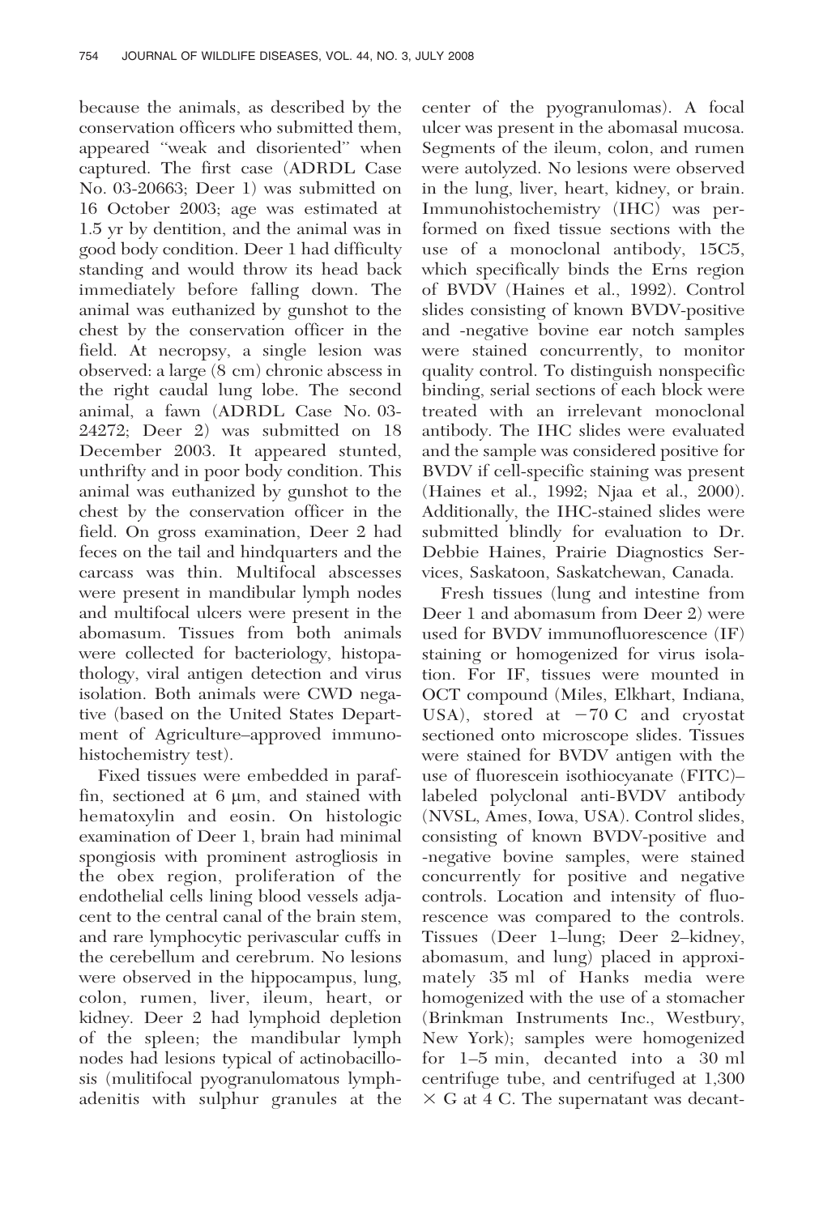because the animals, as described by the conservation officers who submitted them, appeared "weak and disoriented" when captured. The first case (ADRDL Case No. 03-20663; Deer 1) was submitted on 16 October 2003; age was estimated at 1.5 yr by dentition, and the animal was in good body condition. Deer 1 had difficulty standing and would throw its head back immediately before falling down. The animal was euthanized by gunshot to the chest by the conservation officer in the field. At necropsy, a single lesion was observed: a large (8 cm) chronic abscess in the right caudal lung lobe. The second animal, a fawn (ADRDL Case No. 03-24272; Deer 2) was submitted on 18 December 2003. It appeared stunted, unthrifty and in poor body condition. This animal was euthanized by gunshot to the chest by the conservation officer in the field. On gross examination, Deer 2 had feces on the tail and hindquarters and the carcass was thin. Multifocal abscesses were present in mandibular lymph nodes and multifocal ulcers were present in the abomasum. Tissues from both animals were collected for bacteriology, histopathology, viral antigen detection and virus isolation. Both animals were CWD negative (based on the United States Department of Agriculture–approved immunohistochemistry test).

Fixed tissues were embedded in paraffin, sectioned at 6 μm, and stained with hematoxylin and eosin. On histologic examination of Deer 1, brain had minimal spongiosis with prominent astrogliosis in the obex region, proliferation of the endothelial cells lining blood vessels adjacent to the central canal of the brain stem, and rare lymphocytic perivascular cuffs in the cerebellum and cerebrum. No lesions were observed in the hippocampus, lung, colon, rumen, liver, ileum, heart, or kidney. Deer 2 had lymphoid depletion of the spleen; the mandibular lymph nodes had lesions typical of actinobacillosis (mulitifocal pyogranulomatous lymphadenitis with sulphur granules at the center of the pyogranulomas). A focal ulcer was present in the abomasal mucosa. Segments of the ileum, colon, and rumen were autolyzed. No lesions were observed in the lung, liver, heart, kidney, or brain. Immunohistochemistry (IHC) was performed on fixed tissue sections with the use of a monoclonal antibody, 15C5, which specifically binds the Erns region of BVDV (Haines et al., 1992). Control slides consisting of known BVDV-positive and -negative bovine ear notch samples were stained concurrently, to monitor quality control. To distinguish nonspecific binding, serial sections of each block were treated with an irrelevant monoclonal antibody. The IHC slides were evaluated and the sample was considered positive for BVDV if cell-specific staining was present (Haines et al., 1992; Njaa et al., 2000). Additionally, the IHC-stained slides were submitted blindly for evaluation to Dr. Debbie Haines, Prairie Diagnostics Services, Saskatoon, Saskatchewan, Canada.

Fresh tissues (lung and intestine from Deer 1 and abomasum from Deer 2) were used for BVDV immunofluorescence (IF) staining or homogenized for virus isolation. For IF, tissues were mounted in OCT compound (Miles, Elkhart, Indiana, USA), stored at −70 C and cryostat sectioned onto microscope slides. Tissues were stained for BVDV antigen with the use of fluorescein isothiocyanate (FITC)–labeled polyclonal anti-BVDV antibody (NVSL, Ames, Iowa, USA). Control slides, consisting of known BVDV-positive and -negative bovine samples, were stained concurrently for positive and negative controls. Location and intensity of fluorescence was compared to the controls. Tissues (Deer 1–lung; Deer 2–kidney, abomasum, and lung) placed in approximately 35 ml of Hanks media were homogenized with the use of a stomacher (Brinkman Instruments Inc., Westbury, New York); samples were homogenized for 1–5 min, decanted into a 30 ml centrifuge tube, and centrifuged at 1,300 × G at 4 C. The supernatant was decant-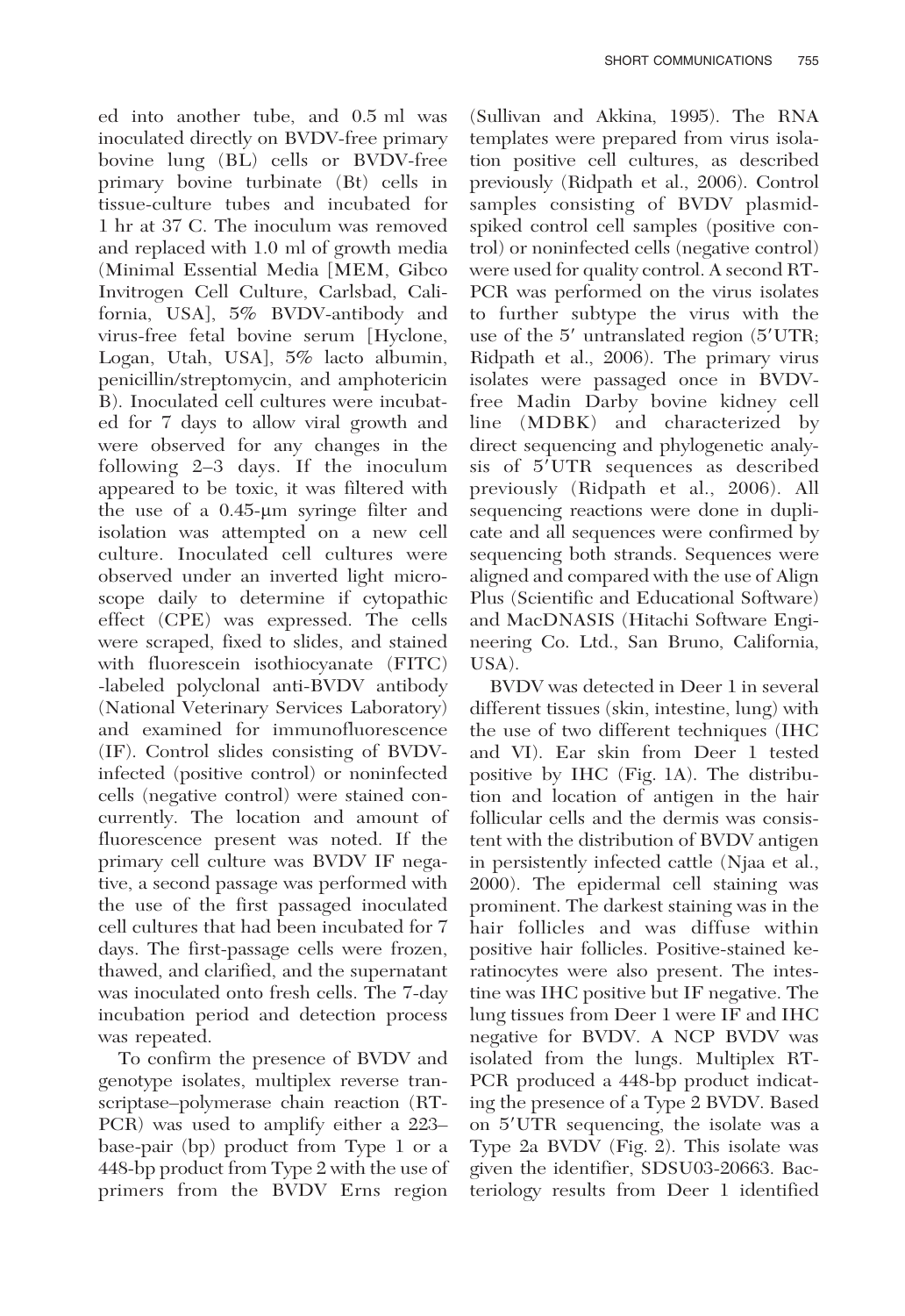ed into another tube, and 0.5 ml was inoculated directly on BVDV-free primary bovine lung (BL) cells or BVDV-free primary bovine turbinate (Bt) cells in tissue-culture tubes and incubated for 1 hr at 37 C. The inoculum was removed and replaced with 1.0 ml of growth media (Minimal Essential Media [MEM, Gibco Invitrogen Cell Culture, Carlsbad, California, USA], 5% BVDV-antibody and virus-free fetal bovine serum [Hyclone, Logan, Utah, USA], 5% lacto albumin, penicillin/streptomycin, and amphotericin B). Inoculated cell cultures were incubated for 7 days to allow viral growth and were observed for any changes in the following 2–3 days. If the inoculum appeared to be toxic, it was filtered with the use of a 0.45-μm syringe filter and isolation was attempted on a new cell culture. Inoculated cell cultures were observed under an inverted light microscope daily to determine if cytopathic effect (CPE) was expressed. The cells were scraped, fixed to slides, and stained with fluorescein isothiocyanate (FITC) -labeled polyclonal anti-BVDV antibody (National Veterinary Services Laboratory) and examined for immunofluorescence (IF). Control slides consisting of BVDV-infected (positive control) or noninfected cells (negative control) were stained concurrently. The location and amount of fluorescence present was noted. If the primary cell culture was BVDV IF negative, a second passage was performed with the use of the first passaged inoculated cell cultures that had been incubated for 7 days. The first-passage cells were frozen, thawed, and clarified, and the supernatant was inoculated onto fresh cells. The 7-day incubation period and detection process was repeated.

To confirm the presence of BVDV and genotype isolates, multiplex reverse transcriptase–polymerase chain reaction (RT-PCR) was used to amplify either a 223–base-pair (bp) product from Type 1 or a 448-bp product from Type 2 with the use of primers from the BVDV Erns region (Sullivan and Akkina, 1995). The RNA templates were prepared from virus isolation positive cell cultures, as described previously (Ridpath et al., 2006). Control samples consisting of BVDV plasmid-spiked control cell samples (positive control) or noninfected cells (negative control) were used for quality control. A second RT-PCR was performed on the virus isolates to further subtype the virus with the use of the 5′ untranslated region (5′UTR; Ridpath et al., 2006). The primary virus isolates were passaged once in BVDV-free Madin Darby bovine kidney cell line (MDBK) and characterized by direct sequencing and phylogenetic analysis of 5′UTR sequences as described previously (Ridpath et al., 2006). All sequencing reactions were done in duplicate and all sequences were confirmed by sequencing both strands. Sequences were aligned and compared with the use of Align Plus (Scientific and Educational Software) and MacDNASIS (Hitachi Software Engineering Co. Ltd., San Bruno, California, USA).

BVDV was detected in Deer 1 in several different tissues (skin, intestine, lung) with the use of two different techniques (IHC and VI). Ear skin from Deer 1 tested positive by IHC (Fig. 1A). The distribution and location of antigen in the hair follicular cells and the dermis was consistent with the distribution of BVDV antigen in persistently infected cattle (Njaa et al., 2000). The epidermal cell staining was prominent. The darkest staining was in the hair follicles and was diffuse within positive hair follicles. Positive-stained keratinocytes were also present. The intestine was IHC positive but IF negative. The lung tissues from Deer 1 were IF and IHC negative for BVDV. A NCP BVDV was isolated from the lungs. Multiplex RT-PCR produced a 448-bp product indicating the presence of a Type 2 BVDV. Based on 5′UTR sequencing, the isolate was a Type 2a BVDV (Fig. 2). This isolate was given the identifier, SDSU03-20663. Bacteriology results from Deer 1 identified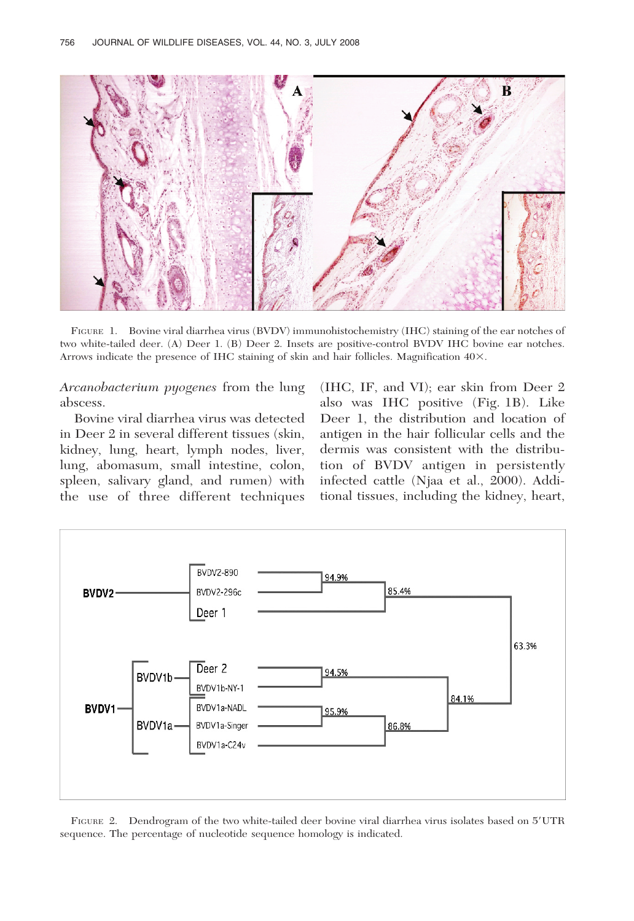FIGURE 1. Bovine viral diarrhea virus (BVDV) immunohistochemistry (IHC) staining of the ear notches of two white-tailed deer. (A) Deer 1. (B) Deer 2. Insets are positive-control BVDV IHC bovine ear notches. Arrows indicate the presence of IHC staining of skin and hair follicles. Magnification 40×.

*Arcanobacterium pyogenes* from the lung abscess.

Bovine viral diarrhea virus was detected in Deer 2 in several different tissues (skin, kidney, lung, heart, lymph nodes, liver, lung, abomasum, small intestine, colon, spleen, salivary gland, and rumen) with the use of three different techniques (IHC, IF, and VI); ear skin from Deer 2 also was IHC positive (Fig. 1B). Like Deer 1, the distribution and location of antigen in the hair follicular cells and the dermis was consistent with the distribution of BVDV antigen in persistently infected cattle (Njaa et al., 2000). Additional tissues, including the kidney, heart,

FIGURE 2. Dendrogram of the two white-tailed deer bovine viral diarrhea virus isolates based on 5′UTR sequence. The percentage of nucleotide sequence homology is indicated.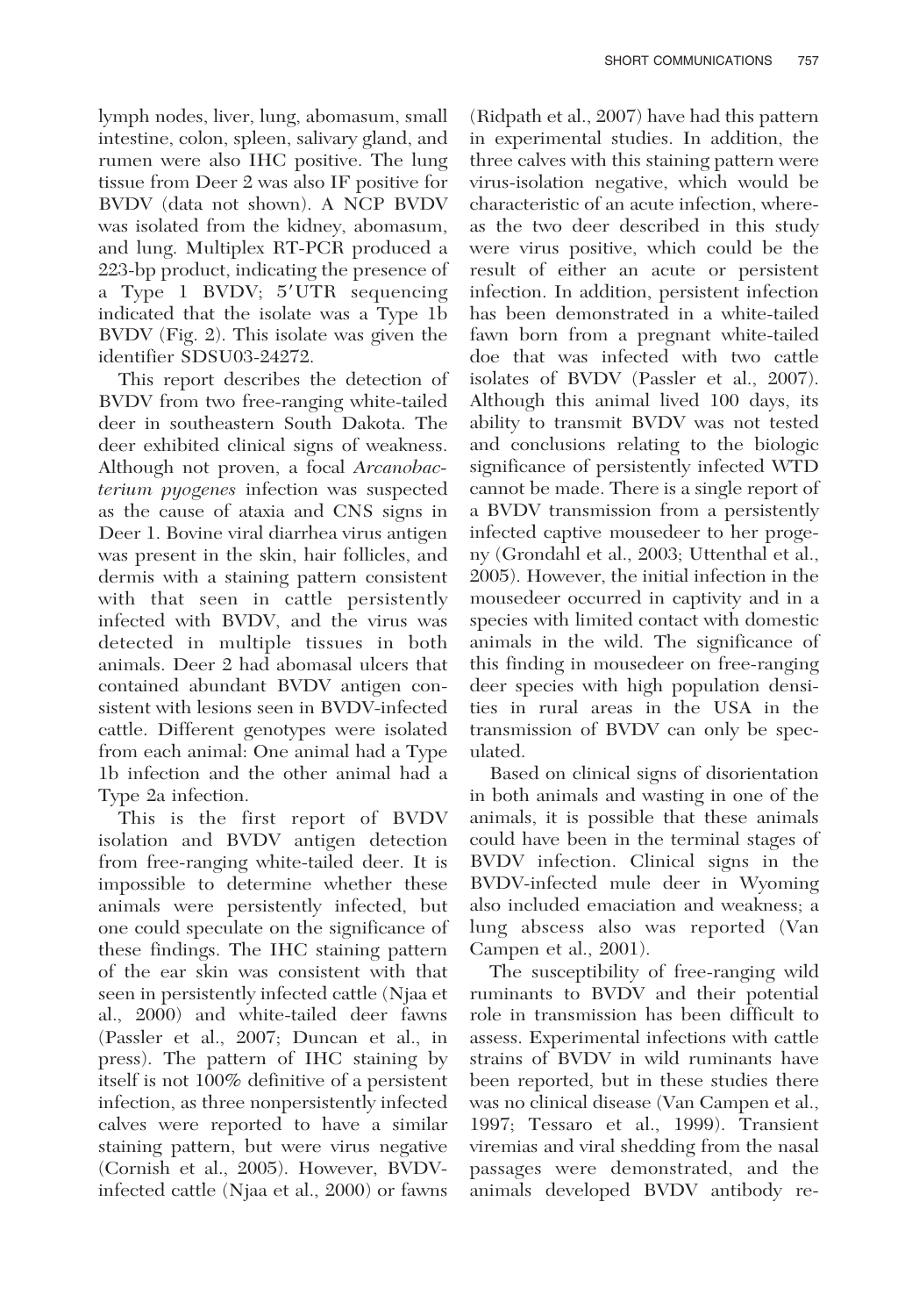lymph nodes, liver, lung, abomasum, small intestine, colon, spleen, salivary gland, and rumen were also IHC positive. The lung tissue from Deer 2 was also IF positive for BVDV (data not shown). A NCP BVDV was isolated from the kidney, abomasum, and lung. Multiplex RT-PCR produced a 223-bp product, indicating the presence of a Type 1 BVDV; 5′UTR sequencing indicated that the isolate was a Type 1b BVDV (Fig. 2). This isolate was given the identifier SDSU03-24272.

This report describes the detection of BVDV from two free-ranging white-tailed deer in southeastern South Dakota. The deer exhibited clinical signs of weakness. Although not proven, a focal *Arcanobacterium pyogenes* infection was suspected as the cause of ataxia and CNS signs in Deer 1. Bovine viral diarrhea virus antigen was present in the skin, hair follicles, and dermis with a staining pattern consistent with that seen in cattle persistently infected with BVDV, and the virus was detected in multiple tissues in both animals. Deer 2 had abomasal ulcers that contained abundant BVDV antigen consistent with lesions seen in BVDV-infected cattle. Different genotypes were isolated from each animal: One animal had a Type 1b infection and the other animal had a Type 2a infection.

This is the first report of BVDV isolation and BVDV antigen detection from free-ranging white-tailed deer. It is impossible to determine whether these animals were persistently infected, but one could speculate on the significance of these findings. The IHC staining pattern of the ear skin was consistent with that seen in persistently infected cattle (Njaa et al., 2000) and white-tailed deer fawns (Passler et al., 2007; Duncan et al., in press). The pattern of IHC staining by itself is not 100% definitive of a persistent infection, as three nonpersistently infected calves were reported to have a similar staining pattern, but were virus negative (Cornish et al., 2005). However, BVDV-infected cattle (Njaa et al., 2000) or fawns (Ridpath et al., 2007) have had this pattern in experimental studies. In addition, the three calves with this staining pattern were virus-isolation negative, which would be characteristic of an acute infection, whereas the two deer described in this study were virus positive, which could be the result of either an acute or persistent infection. In addition, persistent infection has been demonstrated in a white-tailed fawn born from a pregnant white-tailed doe that was infected with two cattle isolates of BVDV (Passler et al., 2007). Although this animal lived 100 days, its ability to transmit BVDV was not tested and conclusions relating to the biologic significance of persistently infected WTD cannot be made. There is a single report of a BVDV transmission from a persistently infected captive mousedeer to her progeny (Grondahl et al., 2003; Uttenthal et al., 2005). However, the initial infection in the mousedeer occurred in captivity and in a species with limited contact with domestic animals in the wild. The significance of this finding in mousedeer on free-ranging deer species with high population densities in rural areas in the USA in the transmission of BVDV can only be speculated.

Based on clinical signs of disorientation in both animals and wasting in one of the animals, it is possible that these animals could have been in the terminal stages of BVDV infection. Clinical signs in the BVDV-infected mule deer in Wyoming also included emaciation and weakness; a lung abscess also was reported (Van Campen et al., 2001).

The susceptibility of free-ranging wild ruminants to BVDV and their potential role in transmission has been difficult to assess. Experimental infections with cattle strains of BVDV in wild ruminants have been reported, but in these studies there was no clinical disease (Van Campen et al., 1997; Tessaro et al., 1999). Transient viremias and viral shedding from the nasal passages were demonstrated, and the animals developed BVDV antibody re-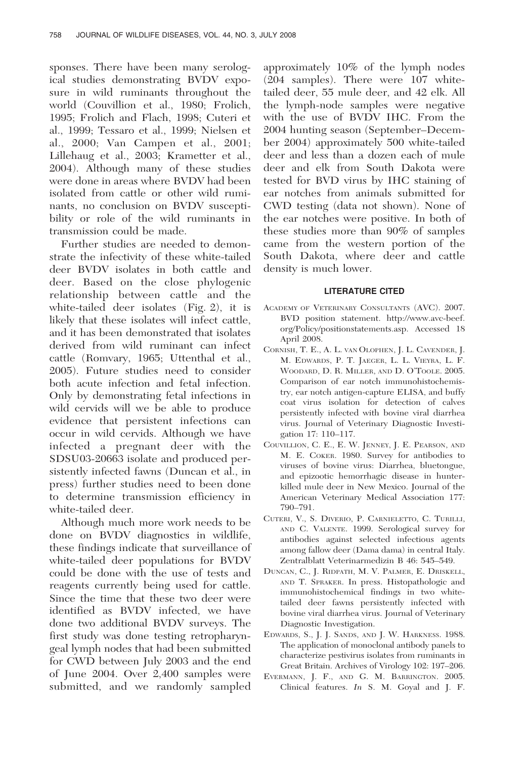sponses. There have been many serological studies demonstrating BVDV exposure in wild ruminants throughout the world (Couvillion et al., 1980; Frolich, 1995; Frolich and Flach, 1998; Cuteri et al., 1999; Tessaro et al., 1999; Nielsen et al., 2000; Van Campen et al., 2001; Lillehaug et al., 2003; Krametter et al., 2004). Although many of these studies were done in areas where BVDV had been isolated from cattle or other wild ruminants, no conclusion on BVDV susceptibility or role of the wild ruminants in transmission could be made.

Further studies are needed to demonstrate the infectivity of these white-tailed deer BVDV isolates in both cattle and deer. Based on the close phylogenic relationship between cattle and the white-tailed deer isolates (Fig. 2), it is likely that these isolates will infect cattle, and it has been demonstrated that isolates derived from wild ruminant can infect cattle (Romvary, 1965; Uttenthal et al., 2005). Future studies need to consider both acute infection and fetal infection. Only by demonstrating fetal infections in wild cervids will we be able to produce evidence that persistent infections can occur in wild cervids. Although we have infected a pregnant deer with the SDSU03-20663 isolate and produced persistently infected fawns (Duncan et al., in press) further studies need to been done to determine transmission efficiency in white-tailed deer.

Although much more work needs to be done on BVDV diagnostics in wildlife, these findings indicate that surveillance of white-tailed deer populations for BVDV could be done with the use of tests and reagents currently being used for cattle. Since the time that these two deer were identified as BVDV infected, we have done two additional BVDV surveys. The first study was done testing retropharyngeal lymph nodes that had been submitted for CWD between July 2003 and the end of June 2004. Over 2,400 samples were submitted, and we randomly sampled approximately 10% of the lymph nodes (204 samples). There were 107 white-tailed deer, 55 mule deer, and 42 elk. All the lymph-node samples were negative with the use of BVDV IHC. From the 2004 hunting season (September–December 2004) approximately 500 white-tailed deer and less than a dozen each of mule deer and elk from South Dakota were tested for BVD virus by IHC staining of ear notches from animals submitted for CWD testing (data not shown). None of the ear notches were positive. In both of these studies more than 90% of samples came from the western portion of the South Dakota, where deer and cattle density is much lower.

## LITERATURE CITED

Academy of Veterinary Consultants (AVC). 2007. BVD position statement. http://www.avc-beef.org/Policy/positionstatements.asp. Accessed 18 April 2008.

Cornish, T. E., A. L. van Olophen, J. L. Cavender, J. M. Edwards, P. T. Jaeger, L. L. Vieyra, L. F. Woodard, D. R. Miller, and D. O'Toole. 2005. Comparison of ear notch immunohistochemistry, ear notch antigen-capture ELISA, and buffy coat virus isolation for detection of calves persistently infected with bovine viral diarrhea virus. Journal of Veterinary Diagnostic Investigation 17: 110–117.

Couvillion, C. E., E. W. Jenney, J. E. Pearson, and M. E. Coker. 1980. Survey for antibodies to viruses of bovine virus: Diarrhea, bluetongue, and epizootic hemorrhagic disease in hunter-killed mule deer in New Mexico. Journal of the American Veterinary Medical Association 177: 790–791.

Cuteri, V., S. Diverio, P. Carnieletto, C. Turilli, and C. Valente. 1999. Serological survey for antibodies against selected infectious agents among fallow deer (Dama dama) in central Italy. Zentralblatt Veterinarmedizin B 46: 545–549.

Duncan, C., J. Ridpath, M. V. Palmer, E. Driskell, and T. Spraker. In press. Histopathologic and immunohistochemical findings in two white-tailed deer fawns persistently infected with bovine viral diarrhea virus. Journal of Veterinary Diagnostic Investigation.

Edwards, S., J. J. Sands, and J. W. Harkness. 1988. The application of monoclonal antibody panels to characterize pestivirus isolates from ruminants in Great Britain. Archives of Virology 102: 197–206.

Evermann, J. F., and G. M. Barrington. 2005. Clinical features. *In* S. M. Goyal and J. F.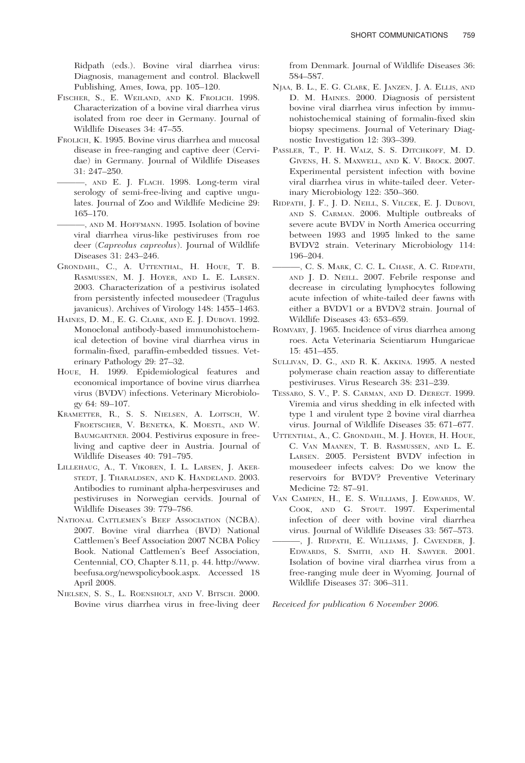Ridpath (eds.). Bovine viral diarrhea virus: Diagnosis, management and control. Blackwell Publishing, Ames, Iowa, pp. 105–120.

Fischer, S., E. Weiland, and K. Frolich. 1998. Characterization of a bovine viral diarrhea virus isolated from roe deer in Germany. Journal of Wildlife Diseases 34: 47–55.

Frolich, K. 1995. Bovine virus diarrhea and mucosal disease in free-ranging and captive deer (Cervidae) in Germany. Journal of Wildlife Diseases 31: 247–250.

———, and E. J. Flach. 1998. Long-term viral serology of semi-free-living and captive ungulates. Journal of Zoo and Wildlife Medicine 29: 165–170.

———, and M. Hoffmann. 1995. Isolation of bovine viral diarrhea virus-like pestiviruses from roe deer (*Capreolus capreolus*). Journal of Wildlife Diseases 31: 243–246.

Grondahl, C., A. Uttenthal, H. Houe, T. B. Rasmussen, M. J. Hoyer, and L. E. Larsen. 2003. Characterization of a pestivirus isolated from persistently infected mousedeer (Tragulus javanicus). Archives of Virology 148: 1455–1463.

Haines, D. M., E. G. Clark, and E. J. Dubovi. 1992. Monoclonal antibody-based immunohistochemical detection of bovine viral diarrhea virus in formalin-fixed, paraffin-embedded tissues. Veterinary Pathology 29: 27–32.

Houe, H. 1999. Epidemiological features and economical importance of bovine virus diarrhea virus (BVDV) infections. Veterinary Microbiology 64: 89–107.

Krametter, R., S. S. Nielsen, A. Loitsch, W. Froetscher, V. Benetka, K. Moestl, and W. Baumgartner. 2004. Pestivirus exposure in free-living and captive deer in Austria. Journal of Wildlife Diseases 40: 791–795.

Lillehaug, A., T. Vikoren, I. L. Larsen, J. Akerstedt, J. Tharaldsen, and K. Handeland. 2003. Antibodies to ruminant alpha-herpesviruses and pestiviruses in Norwegian cervids. Journal of Wildlife Diseases 39: 779–786.

National Cattlemen's Beef Association (NCBA). 2007. Bovine viral diarrhea (BVD) National Cattlemen's Beef Association 2007 NCBA Policy Book. National Cattlemen's Beef Association, Centennial, CO, Chapter 8.11, p. 44. http://www.beefusa.org/newspolicybook.aspx. Accessed 18 April 2008.

Nielsen, S. S., L. Roensholt, and V. Bitsch. 2000. Bovine virus diarrhea virus in free-living deer from Denmark. Journal of Wildlife Diseases 36: 584–587.

Njaa, B. L., E. G. Clark, E. Janzen, J. A. Ellis, and D. M. Haines. 2000. Diagnosis of persistent bovine viral diarrhea virus infection by immunohistochemical staining of formalin-fixed skin biopsy specimens. Journal of Veterinary Diagnostic Investigation 12: 393–399.

Passler, T., P. H. Walz, S. S. Ditchkoff, M. D. Givens, H. S. Maxwell, and K. V. Brock. 2007. Experimental persistent infection with bovine viral diarrhea virus in white-tailed deer. Veterinary Microbiology 122: 350–360.

Ridpath, J. F., J. D. Neill, S. Vilcek, E. J. Dubovi, and S. Carman. 2006. Multiple outbreaks of severe acute BVDV in North America occurring between 1993 and 1995 linked to the same BVDV2 strain. Veterinary Microbiology 114: 196–204.

———, C. S. Mark, C. C. L. Chase, A. C. Ridpath, and J. D. Neill. 2007. Febrile response and decrease in circulating lymphocytes following acute infection of white-tailed deer fawns with either a BVDV1 or a BVDV2 strain. Journal of Wildlife Diseases 43: 653–659.

Romvary, J. 1965. Incidence of virus diarrhea among roes. Acta Veterinaria Scientiarum Hungaricae 15: 451–455.

Sullivan, D. G., and R. K. Akkina. 1995. A nested polymerase chain reaction assay to differentiate pestiviruses. Virus Research 38: 231–239.

Tessaro, S. V., P. S. Carman, and D. Deregt. 1999. Viremia and virus shedding in elk infected with type 1 and virulent type 2 bovine viral diarrhea virus. Journal of Wildlife Diseases 35: 671–677.

Uttenthal, A., C. Grondahl, M. J. Hoyer, H. Houe, C. van Maanen, T. B. Rasmussen, and L. E. Larsen. 2005. Persistent BVDV infection in mousedeer infects calves: Do we know the reservoirs for BVDV? Preventive Veterinary Medicine 72: 87–91.

Van Campen, H., E. S. Williams, J. Edwards, W. Cook, and G. Stout. 1997. Experimental infection of deer with bovine viral diarrhea virus. Journal of Wildlife Diseases 33: 567–573.

———, J. Ridpath, E. Williams, J. Cavender, J. Edwards, S. Smith, and H. Sawyer. 2001. Isolation of bovine viral diarrhea virus from a free-ranging mule deer in Wyoming. Journal of Wildlife Diseases 37: 306–311.

*Received for publication 6 November 2006.*